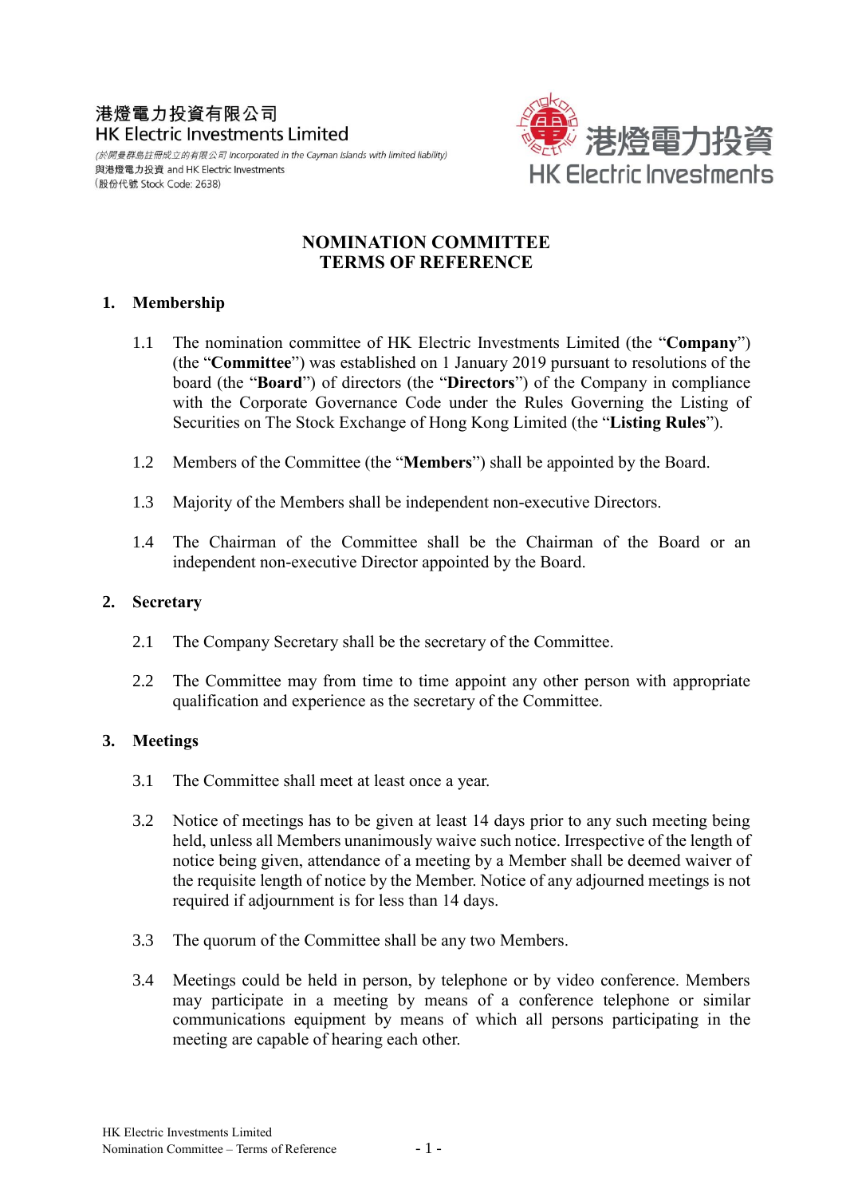港燈電力投資有限公司
HK Electric Investments Limited

*(於開曼群島註冊成立的有限公司 Incorporated in the Cayman Islands with limited liability)*
與港燈電力投資 and HK Electric Investments
(股份代號 Stock Code: 2638)

# NOMINATION COMMITTEE
# TERMS OF REFERENCE

## 1. Membership

1.1 The nomination committee of HK Electric Investments Limited (the "**Company**") (the "**Committee**") was established on 1 January 2019 pursuant to resolutions of the board (the "**Board**") of directors (the "**Directors**") of the Company in compliance with the Corporate Governance Code under the Rules Governing the Listing of Securities on The Stock Exchange of Hong Kong Limited (the "**Listing Rules**").

1.2 Members of the Committee (the "**Members**") shall be appointed by the Board.

1.3 Majority of the Members shall be independent non-executive Directors.

1.4 The Chairman of the Committee shall be the Chairman of the Board or an independent non-executive Director appointed by the Board.

## 2. Secretary

2.1 The Company Secretary shall be the secretary of the Committee.

2.2 The Committee may from time to time appoint any other person with appropriate qualification and experience as the secretary of the Committee.

## 3. Meetings

3.1 The Committee shall meet at least once a year.

3.2 Notice of meetings has to be given at least 14 days prior to any such meeting being held, unless all Members unanimously waive such notice. Irrespective of the length of notice being given, attendance of a meeting by a Member shall be deemed waiver of the requisite length of notice by the Member. Notice of any adjourned meetings is not required if adjournment is for less than 14 days.

3.3 The quorum of the Committee shall be any two Members.

3.4 Meetings could be held in person, by telephone or by video conference. Members may participate in a meeting by means of a conference telephone or similar communications equipment by means of which all persons participating in the meeting are capable of hearing each other.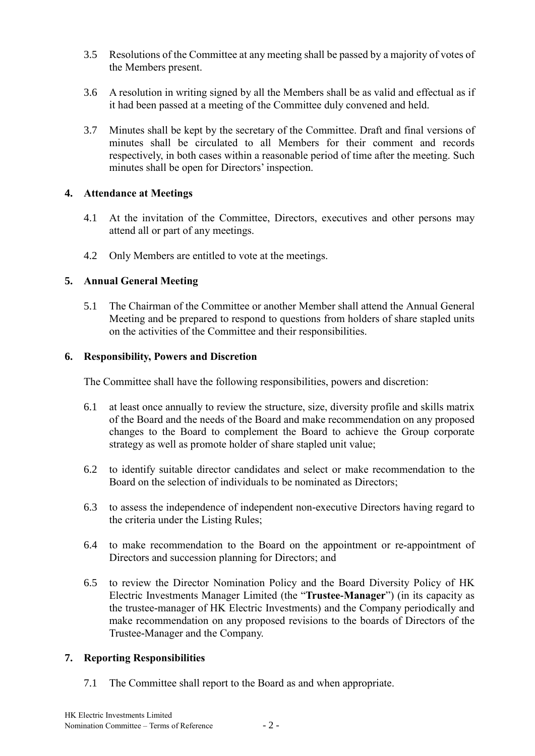3.5 Resolutions of the Committee at any meeting shall be passed by a majority of votes of the Members present.

3.6 A resolution in writing signed by all the Members shall be as valid and effectual as if it had been passed at a meeting of the Committee duly convened and held.

3.7 Minutes shall be kept by the secretary of the Committee. Draft and final versions of minutes shall be circulated to all Members for their comment and records respectively, in both cases within a reasonable period of time after the meeting. Such minutes shall be open for Directors' inspection.

## 4. Attendance at Meetings

4.1 At the invitation of the Committee, Directors, executives and other persons may attend all or part of any meetings.

4.2 Only Members are entitled to vote at the meetings.

## 5. Annual General Meeting

5.1 The Chairman of the Committee or another Member shall attend the Annual General Meeting and be prepared to respond to questions from holders of share stapled units on the activities of the Committee and their responsibilities.

## 6. Responsibility, Powers and Discretion

The Committee shall have the following responsibilities, powers and discretion:

6.1 at least once annually to review the structure, size, diversity profile and skills matrix of the Board and the needs of the Board and make recommendation on any proposed changes to the Board to complement the Board to achieve the Group corporate strategy as well as promote holder of share stapled unit value;

6.2 to identify suitable director candidates and select or make recommendation to the Board on the selection of individuals to be nominated as Directors;

6.3 to assess the independence of independent non-executive Directors having regard to the criteria under the Listing Rules;

6.4 to make recommendation to the Board on the appointment or re-appointment of Directors and succession planning for Directors; and

6.5 to review the Director Nomination Policy and the Board Diversity Policy of HK Electric Investments Manager Limited (the "**Trustee-Manager**") (in its capacity as the trustee-manager of HK Electric Investments) and the Company periodically and make recommendation on any proposed revisions to the boards of Directors of the Trustee-Manager and the Company.

## 7. Reporting Responsibilities

7.1 The Committee shall report to the Board as and when appropriate.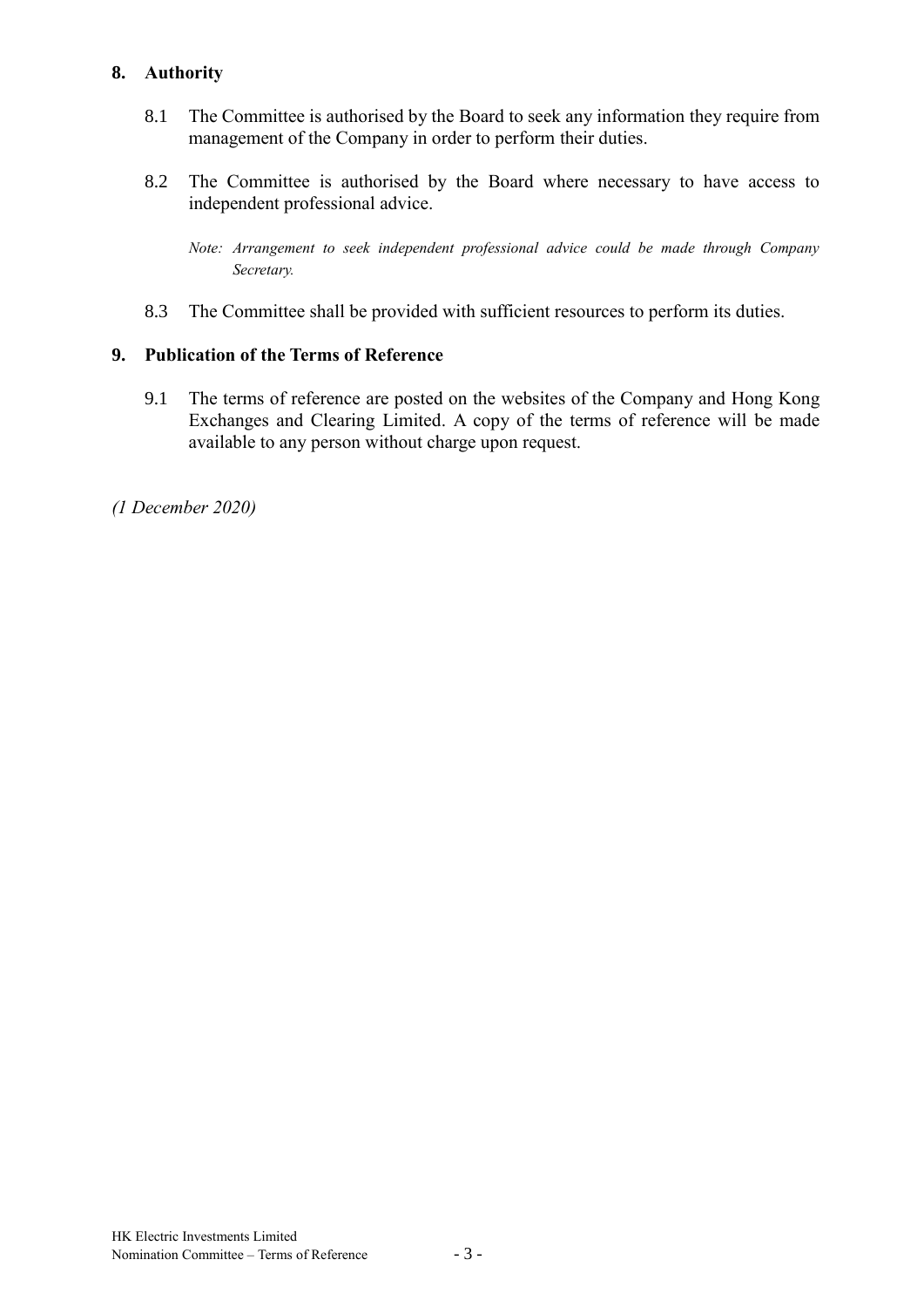## 8. Authority

8.1 The Committee is authorised by the Board to seek any information they require from management of the Company in order to perform their duties.

8.2 The Committee is authorised by the Board where necessary to have access to independent professional advice.

*Note: Arrangement to seek independent professional advice could be made through Company Secretary.*

8.3 The Committee shall be provided with sufficient resources to perform its duties.

## 9. Publication of the Terms of Reference

9.1 The terms of reference are posted on the websites of the Company and Hong Kong Exchanges and Clearing Limited. A copy of the terms of reference will be made available to any person without charge upon request.

*(1 December 2020)*